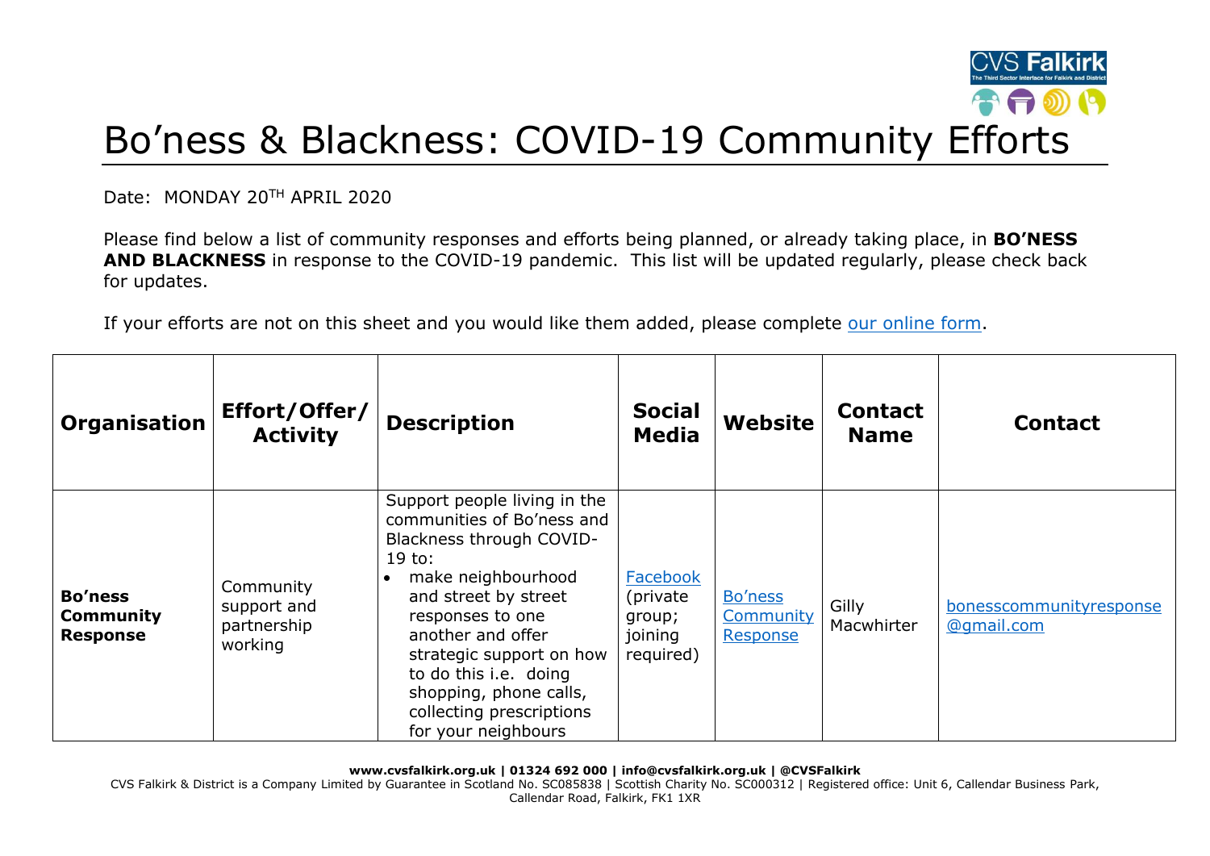# Bo'ness & Blackness: COVID-19 Community Efforts

Date: MONDAY 20TH APRIL 2020

Please find below a list of community responses and efforts being planned, or already taking place, in **BO'NESS AND BLACKNESS** in response to the COVID-19 pandemic. This list will be updated regularly, please check back for updates.

If your efforts are not on this sheet and you would like them added, please complete our online form.

| Organisation | Effort/Offer/ Activity | Description | Social Media | Website | Contact Name | Contact |
| --- | --- | --- | --- | --- | --- | --- |
| **Bo'ness Community Response** | Community support and partnership working | Support people living in the communities of Bo'ness and Blackness through COVID-19 to:<br>• make neighbourhood and street by street responses to one another and offer strategic support on how to do this i.e. doing shopping, phone calls, collecting prescriptions for your neighbours | Facebook (private group; joining required) | Bo'ness Community Response | Gilly Macwhirter | bonesscommunityresponse@gmail.com |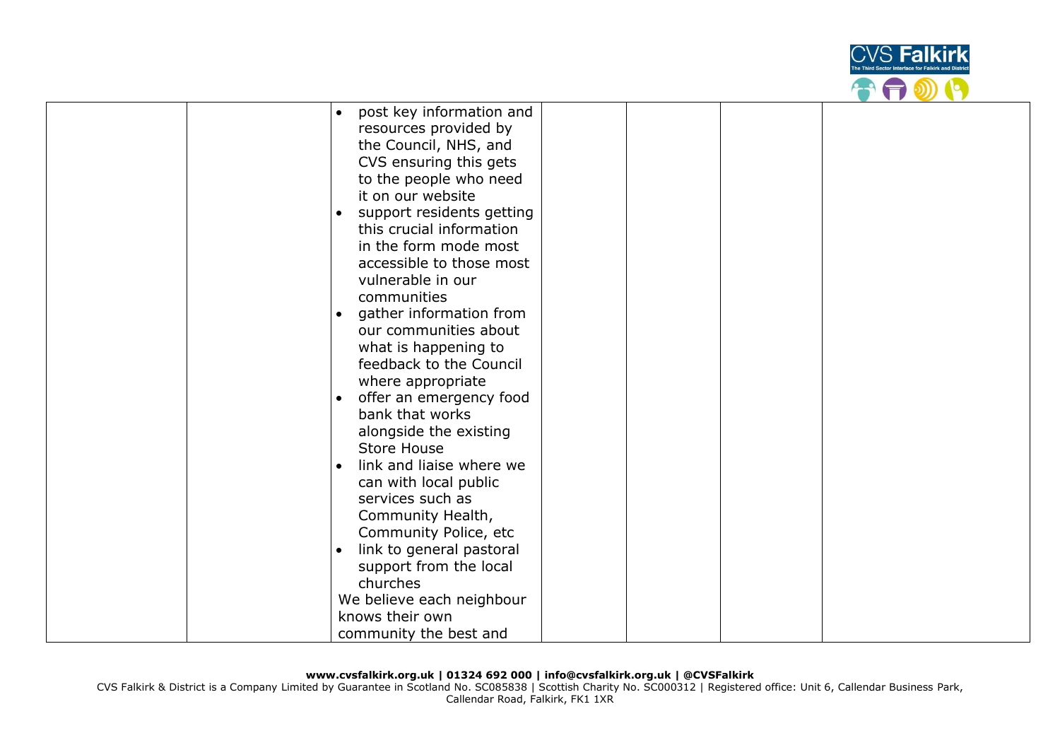|  |  | <ul><li>post key information and resources provided by the Council, NHS, and CVS ensuring this gets to the people who need it on our website</li><li>support residents getting this crucial information in the form mode most accessible to those most vulnerable in our communities</li><li>gather information from our communities about what is happening to feedback to the Council where appropriate</li><li>offer an emergency food bank that works alongside the existing Store House</li><li>link and liaise where we can with local public services such as Community Health, Community Police, etc</li><li>link to general pastoral support from the local churches</li></ul>We believe each neighbour knows their own community the best and |  |  |  |  |
|---|---|---|---|---|---|---|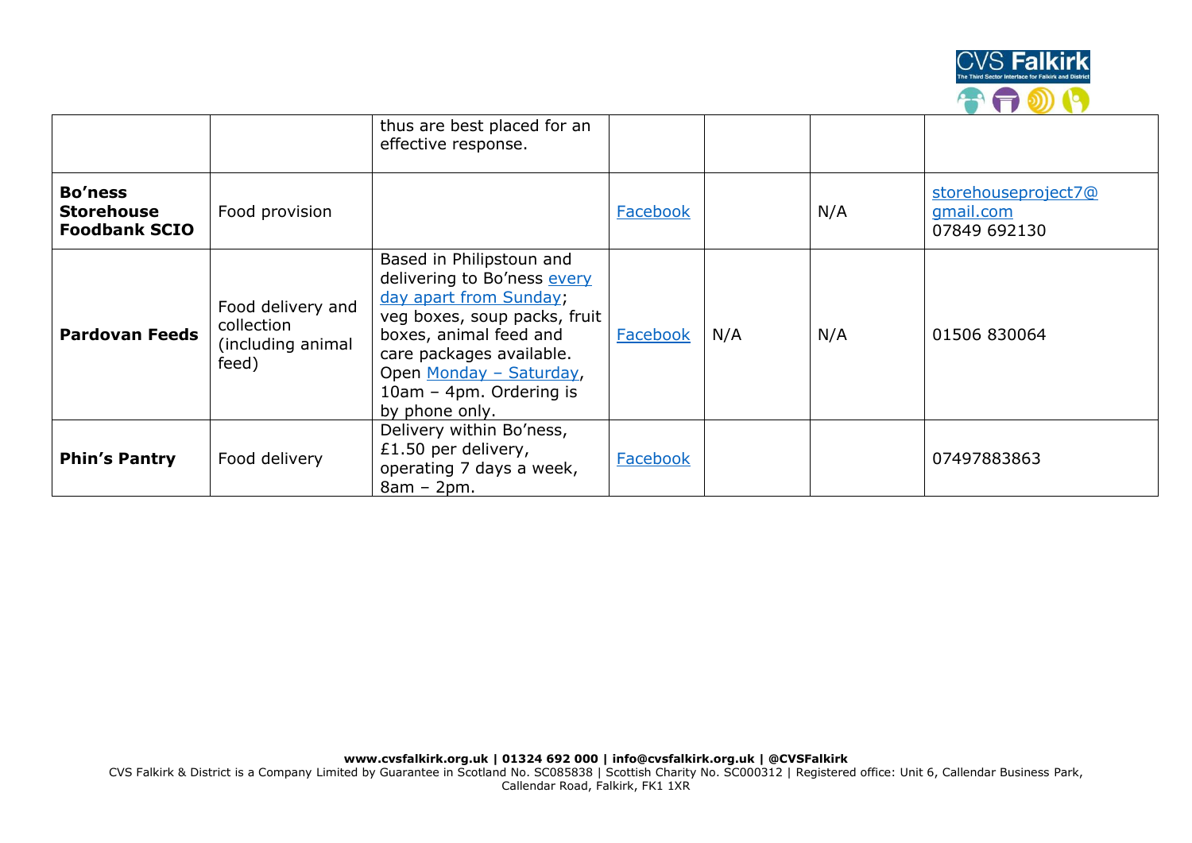| | | | | | | |
|---|---|---|---|---|---|---|
| | | thus are best placed for an effective response. | | | | |
| **Bo'ness Storehouse Foodbank SCIO** | Food provision | | Facebook | | N/A | storehouseproject7@gmail.com 07849 692130 |
| **Pardovan Feeds** | Food delivery and collection (including animal feed) | Based in Philipstoun and delivering to Bo'ness every day apart from Sunday; veg boxes, soup packs, fruit boxes, animal feed and care packages available. Open Monday – Saturday, 10am – 4pm. Ordering is by phone only. | Facebook | N/A | N/A | 01506 830064 |
| **Phin's Pantry** | Food delivery | Delivery within Bo'ness, £1.50 per delivery, operating 7 days a week, 8am – 2pm. | Facebook | | | 07497883863 |